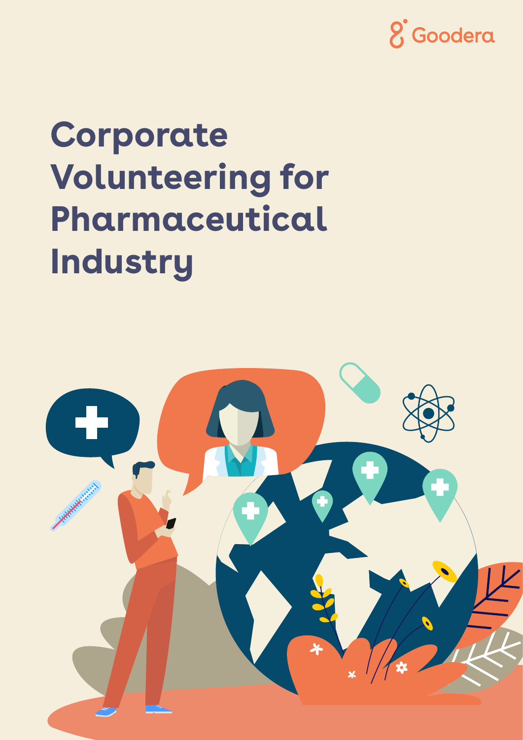Goodera

# Corporate Volunteering for Pharmaceutical Industry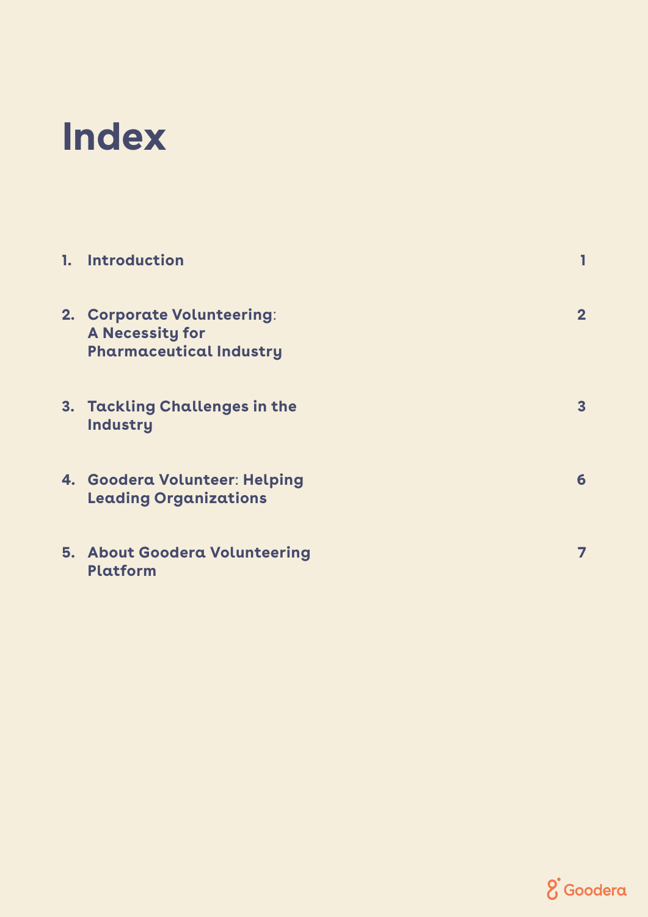# Index

| | | |
|---|---|---|
| 1. | **Introduction** | 1 |
| 2. | **Corporate Volunteering: A Necessity for Pharmaceutical Industry** | 2 |
| 3. | **Tackling Challenges in the Industry** | 3 |
| 4. | **Goodera Volunteer: Helping Leading Organizations** | 6 |
| 5. | **About Goodera Volunteering Platform** | 7 |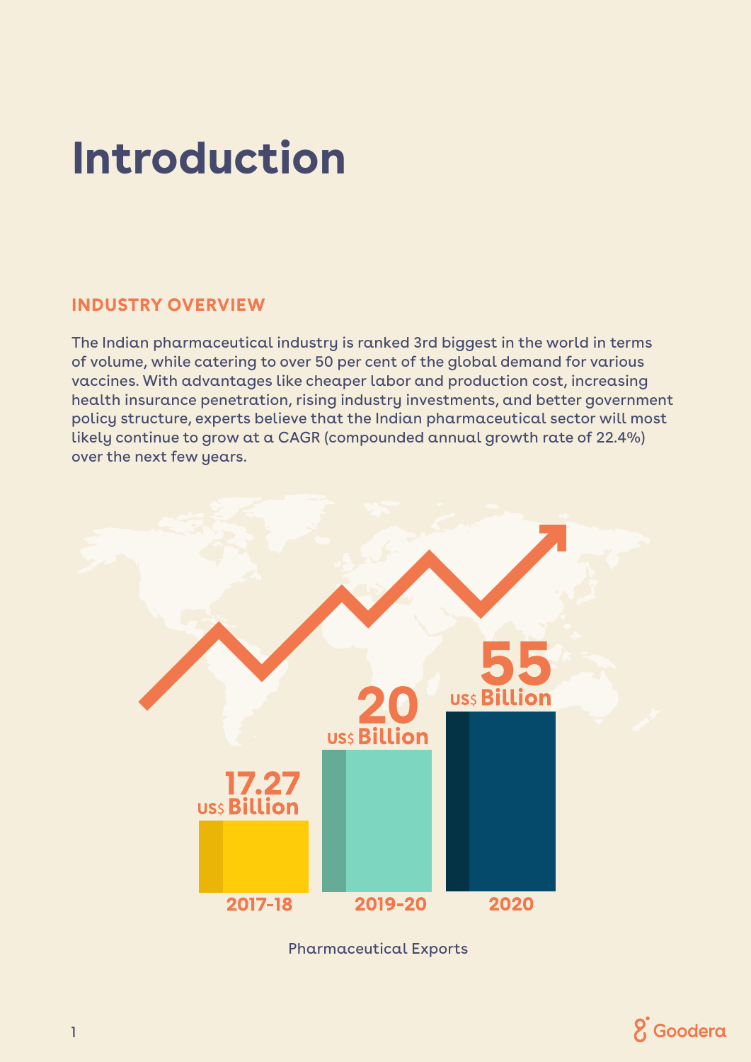# Introduction

## INDUSTRY OVERVIEW

The Indian pharmaceutical industry is ranked 3rd biggest in the world in terms of volume, while catering to over 50 per cent of the global demand for various vaccines. With advantages like cheaper labor and production cost, increasing health insurance penetration, rising industry investments, and better government policy structure, experts believe that the Indian pharmaceutical sector will most likely continue to grow at a CAGR (compounded annual growth rate of 22.4%) over the next few years.

| Year | Pharmaceutical Exports |
| --- | --- |
| 2017-18 | 17.27 US$ Billion |
| 2019-20 | 20 US$ Billion |
| 2020 | 55 US$ Billion |

Pharmaceutical Exports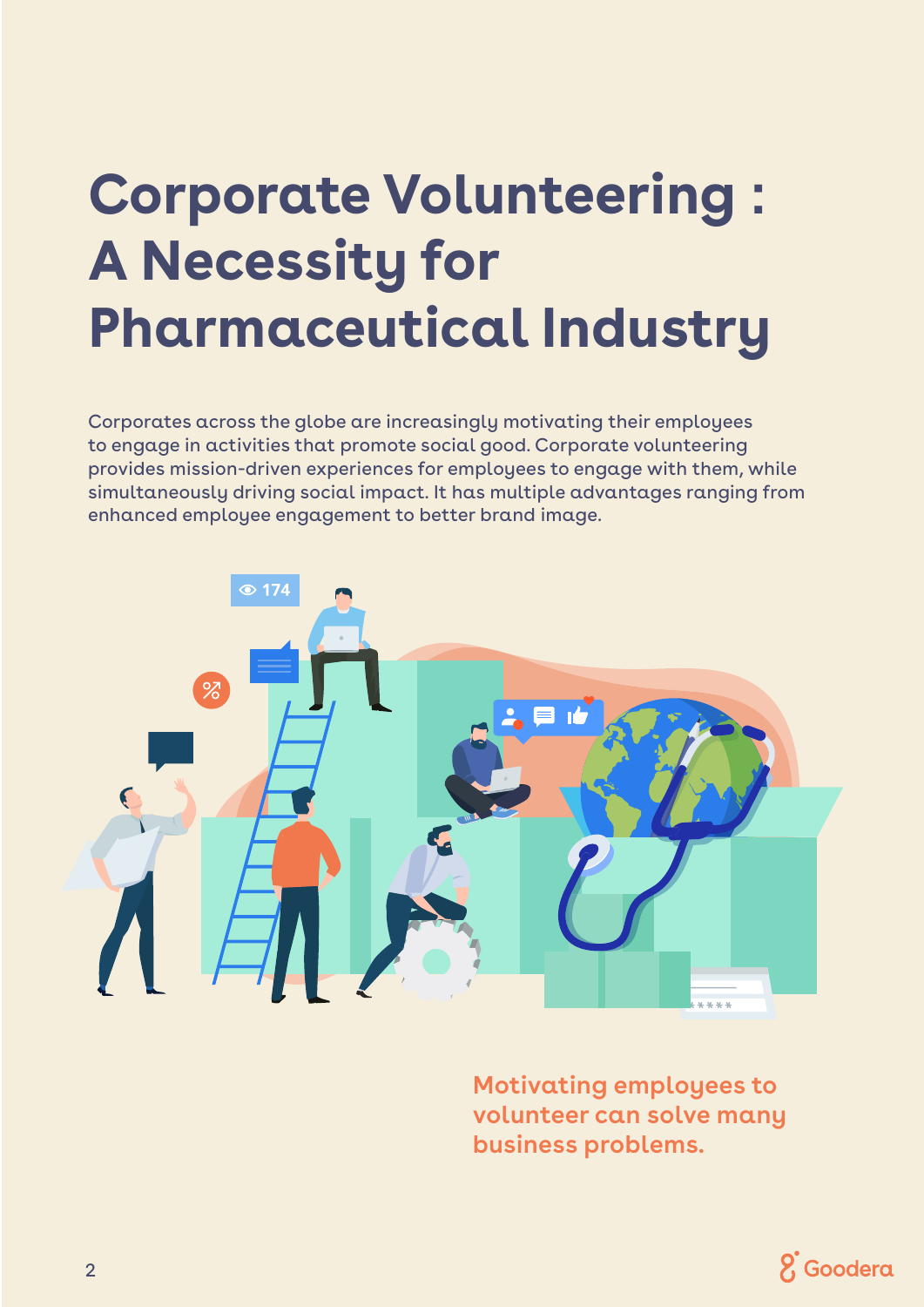# Corporate Volunteering : A Necessity for Pharmaceutical Industry

Corporates across the globe are increasingly motivating their employees to engage in activities that promote social good. Corporate volunteering provides mission-driven experiences for employees to engage with them, while simultaneously driving social impact. It has multiple advantages ranging from enhanced employee engagement to better brand image.

Motivating employees to volunteer can solve many business problems.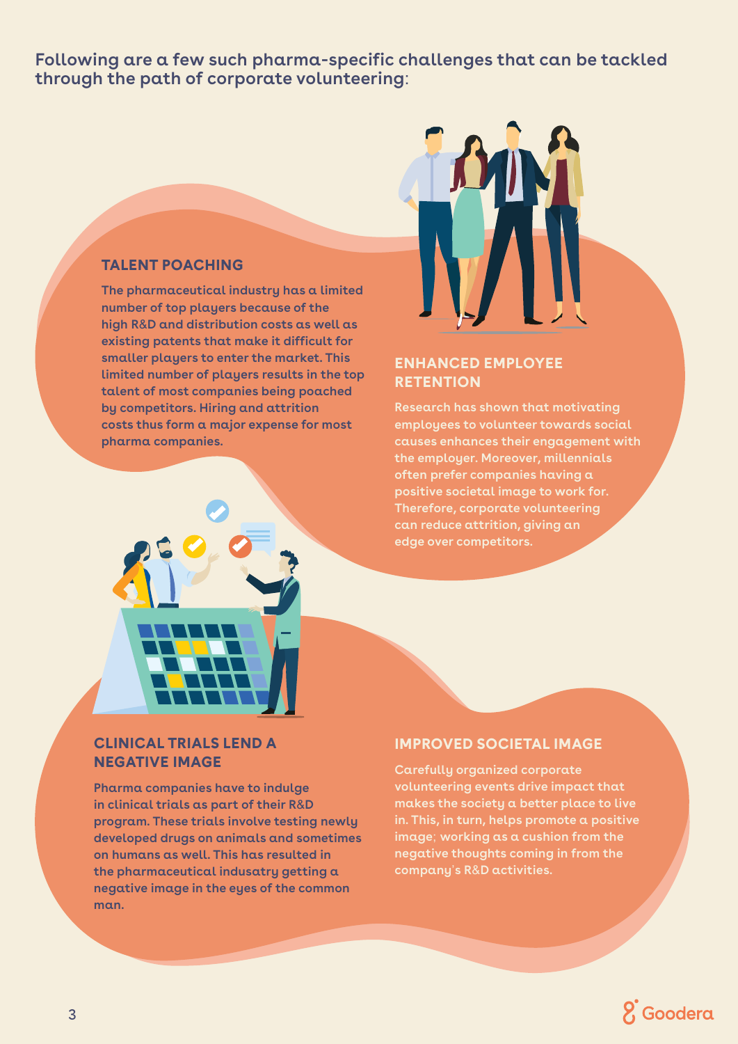Following are a few such pharma-specific challenges that can be tackled through the path of corporate volunteering:

### TALENT POACHING

The pharmaceutical industry has a limited number of top players because of the high R&D and distribution costs as well as existing patents that make it difficult for smaller players to enter the market. This limited number of players results in the top talent of most companies being poached by competitors. Hiring and attrition costs thus form a major expense for most pharma companies.

### ENHANCED EMPLOYEE RETENTION

Research has shown that motivating employees to volunteer towards social causes enhances their engagement with the employer. Moreover, millennials often prefer companies having a positive societal image to work for. Therefore, corporate volunteering can reduce attrition, giving an edge over competitors.

### CLINICAL TRIALS LEND A NEGATIVE IMAGE

Pharma companies have to indulge in clinical trials as part of their R&D program. These trials involve testing newly developed drugs on animals and sometimes on humans as well. This has resulted in the pharmaceutical indusatry getting a negative image in the eyes of the common man.

### IMPROVED SOCIETAL IMAGE

Carefully organized corporate volunteering events drive impact that makes the society a better place to live in. This, in turn, helps promote a positive image; working as a cushion from the negative thoughts coming in from the company's R&D activities.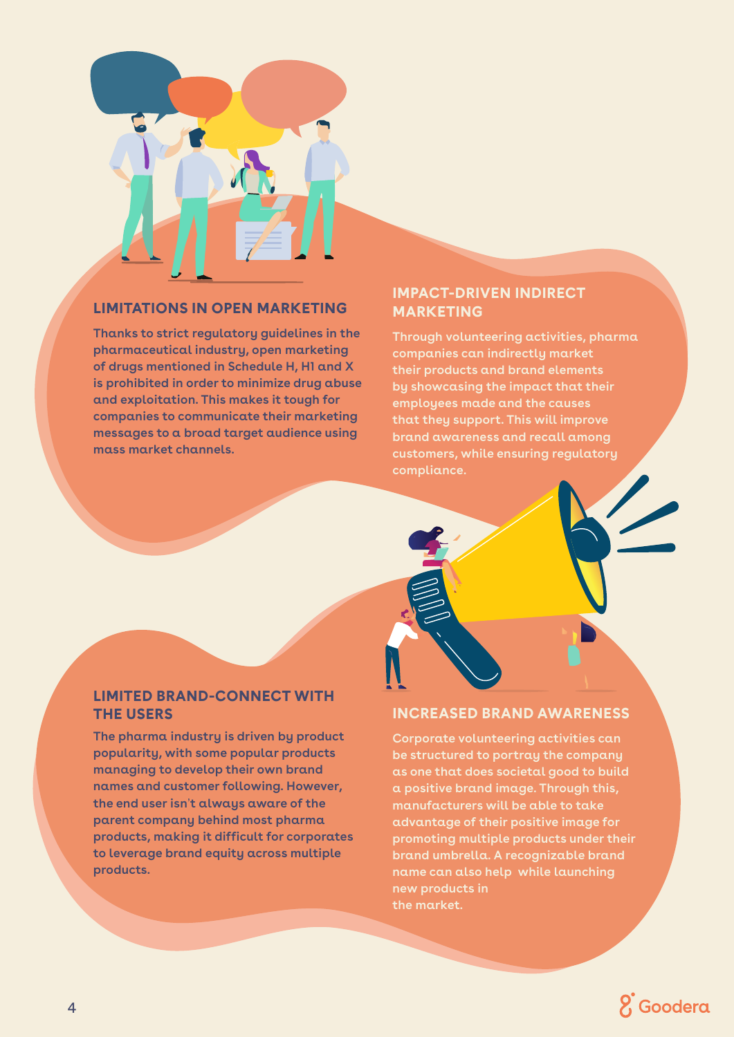## LIMITATIONS IN OPEN MARKETING

Thanks to strict regulatory guidelines in the pharmaceutical industry, open marketing of drugs mentioned in Schedule H, H1 and X is prohibited in order to minimize drug abuse and exploitation. This makes it tough for companies to communicate their marketing messages to a broad target audience using mass market channels.

## IMPACT-DRIVEN INDIRECT MARKETING

Through volunteering activities, pharma companies can indirectly market their products and brand elements by showcasing the impact that their employees made and the causes that they support. This will improve brand awareness and recall among customers, while ensuring regulatory compliance.

## LIMITED BRAND-CONNECT WITH THE USERS

The pharma industry is driven by product popularity, with some popular products managing to develop their own brand names and customer following. However, the end user isn't always aware of the parent company behind most pharma products, making it difficult for corporates to leverage brand equity across multiple products.

## INCREASED BRAND AWARENESS

Corporate volunteering activities can be structured to portray the company as one that does societal good to build a positive brand image. Through this, manufacturers will be able to take advantage of their positive image for promoting multiple products under their brand umbrella. A recognizable brand name can also help while launching new products in the market.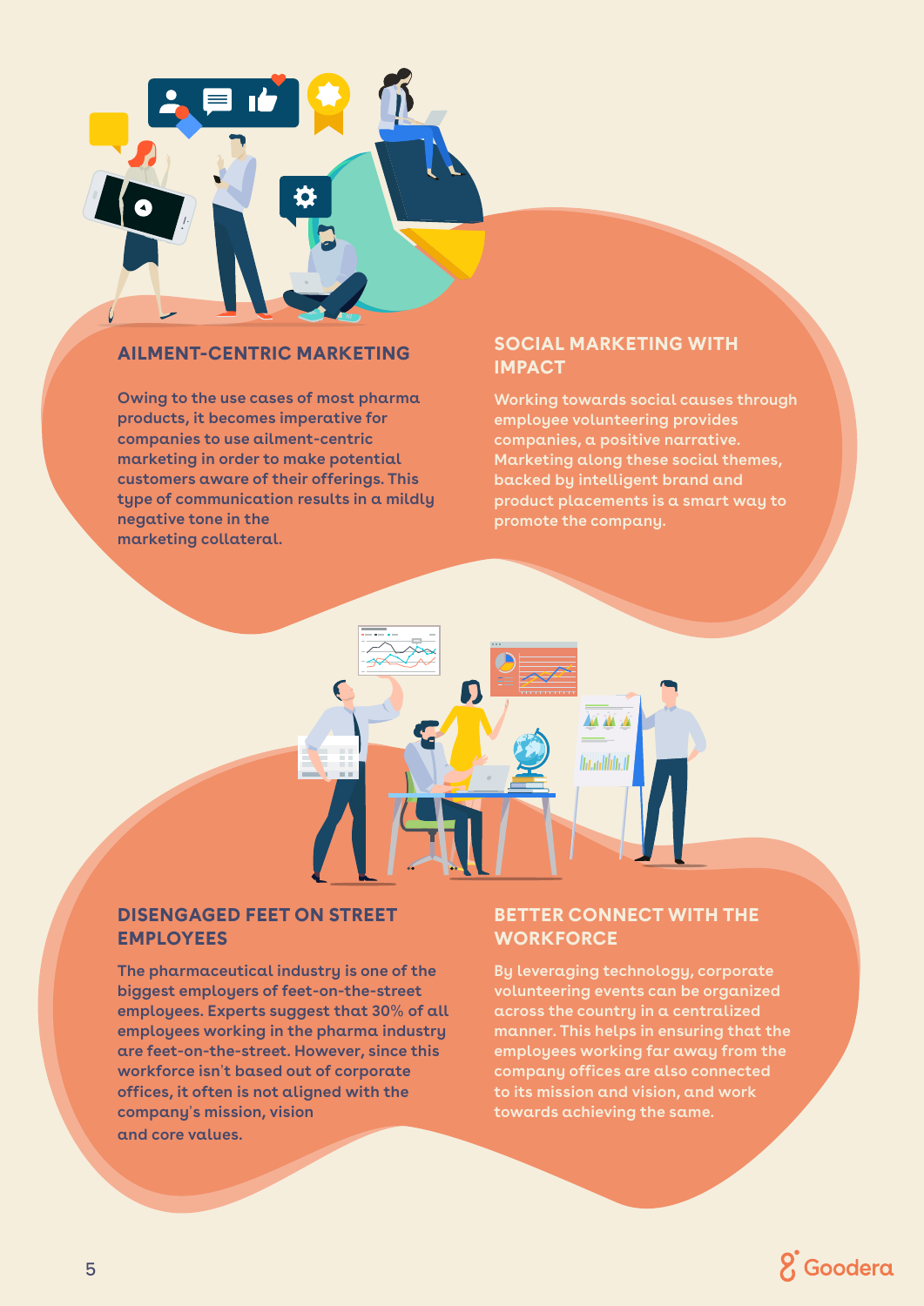## AILMENT-CENTRIC MARKETING

Owing to the use cases of most pharma products, it becomes imperative for companies to use ailment-centric marketing in order to make potential customers aware of their offerings. This type of communication results in a mildly negative tone in the marketing collateral.

## SOCIAL MARKETING WITH IMPACT

Working towards social causes through employee volunteering provides companies, a positive narrative. Marketing along these social themes, backed by intelligent brand and product placements is a smart way to promote the company.

## DISENGAGED FEET ON STREET EMPLOYEES

The pharmaceutical industry is one of the biggest employers of feet-on-the-street employees. Experts suggest that 30% of all employees working in the pharma industry are feet-on-the-street. However, since this workforce isn't based out of corporate offices, it often is not aligned with the company's mission, vision and core values.

## BETTER CONNECT WITH THE WORKFORCE

By leveraging technology, corporate volunteering events can be organized across the country in a centralized manner. This helps in ensuring that the employees working far away from the company offices are also connected to its mission and vision, and work towards achieving the same.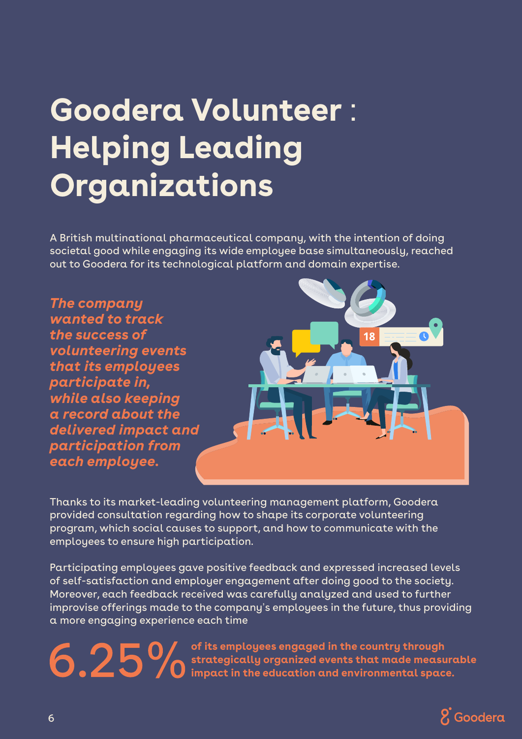# Goodera Volunteer : Helping Leading Organizations

A British multinational pharmaceutical company, with the intention of doing societal good while engaging its wide employee base simultaneously, reached out to Goodera for its technological platform and domain expertise.

***The company wanted to track the success of volunteering events that its employees participate in, while also keeping a record about the delivered impact and participation from each employee.***

Thanks to its market-leading volunteering management platform, Goodera provided consultation regarding how to shape its corporate volunteering program, which social causes to support, and how to communicate with the employees to ensure high participation.

Participating employees gave positive feedback and expressed increased levels of self-satisfaction and employer engagement after doing good to the society. Moreover, each feedback received was carefully analyzed and used to further improvise offerings made to the company's employees in the future, thus providing a more engaging experience each time

**6.25%** **of its employees engaged in the country through strategically organized events that made measurable impact in the education and environmental space.**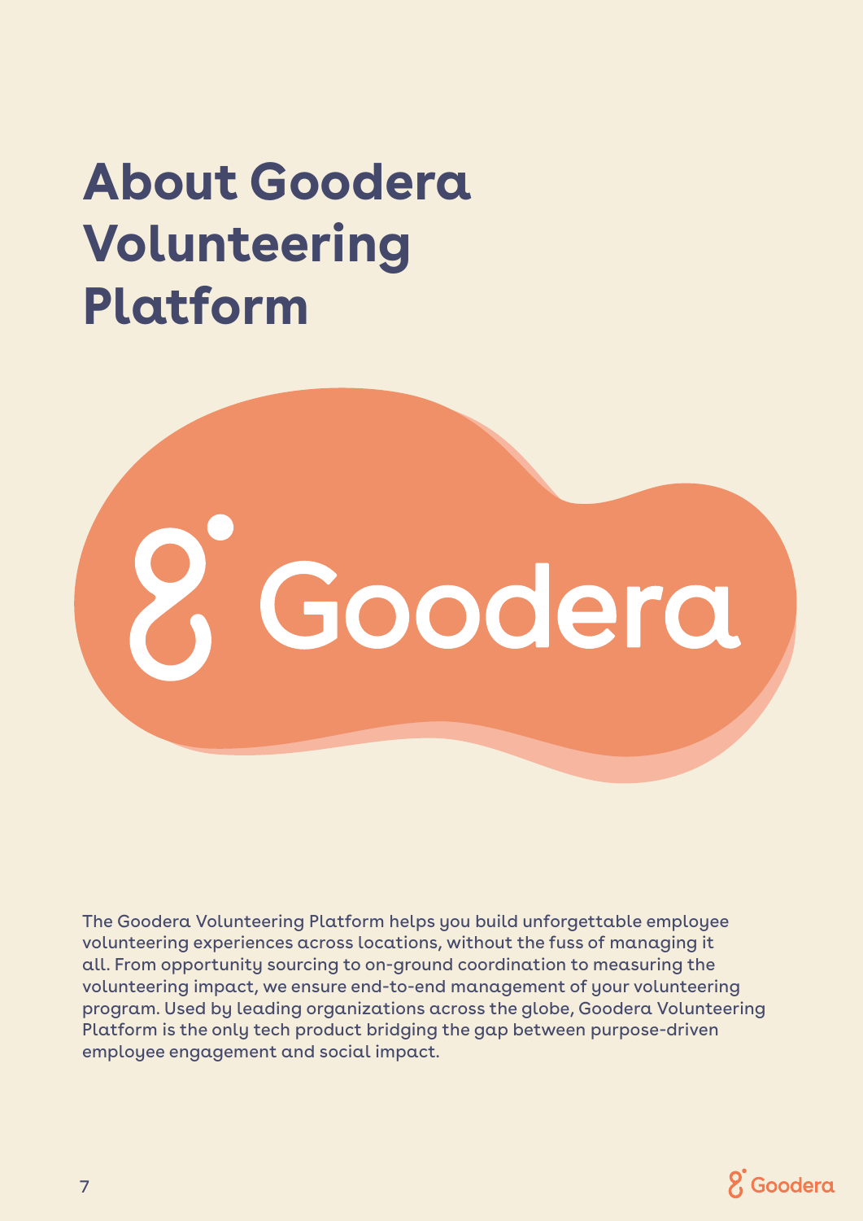# About Goodera Volunteering Platform

The Goodera Volunteering Platform helps you build unforgettable employee volunteering experiences across locations, without the fuss of managing it all. From opportunity sourcing to on-ground coordination to measuring the volunteering impact, we ensure end-to-end management of your volunteering program. Used by leading organizations across the globe, Goodera Volunteering Platform is the only tech product bridging the gap between purpose-driven employee engagement and social impact.